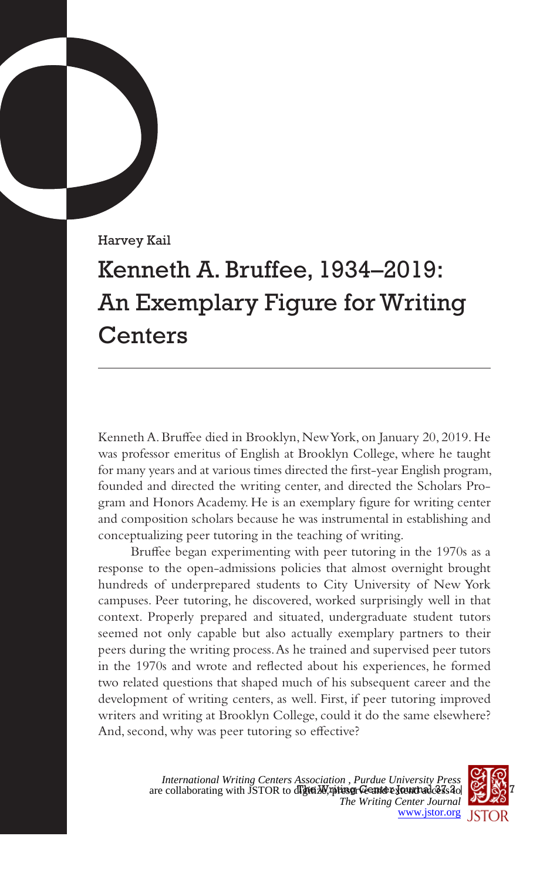Harvey Kail

# Kenneth A. Bruffee, 1934–2019: An Exemplary Figure for Writing Centers

Kenneth A. Bruffee died in Brooklyn, New York, on January 20, 2019. He was professor emeritus of English at Brooklyn College, where he taught for many years and at various times directed the first-year English program, founded and directed the writing center, and directed the Scholars Program and Honors Academy. He is an exemplary figure for writing center and composition scholars because he was instrumental in establishing and conceptualizing peer tutoring in the teaching of writing.

Bruffee began experimenting with peer tutoring in the 1970s as a response to the open-admissions policies that almost overnight brought hundreds of underprepared students to City University of New York campuses. Peer tutoring, he discovered, worked surprisingly well in that context. Properly prepared and situated, undergraduate student tutors seemed not only capable but also actually exemplary partners to their peers during the writing process. As he trained and supervised peer tutors in the 1970s and wrote and reflected about his experiences, he formed two related questions that shaped much of his subsequent career and the development of writing centers, as well. First, if peer tutoring improved writers and writing at Brooklyn College, could it do the same elsewhere? And, second, why was peer tutoring so effective?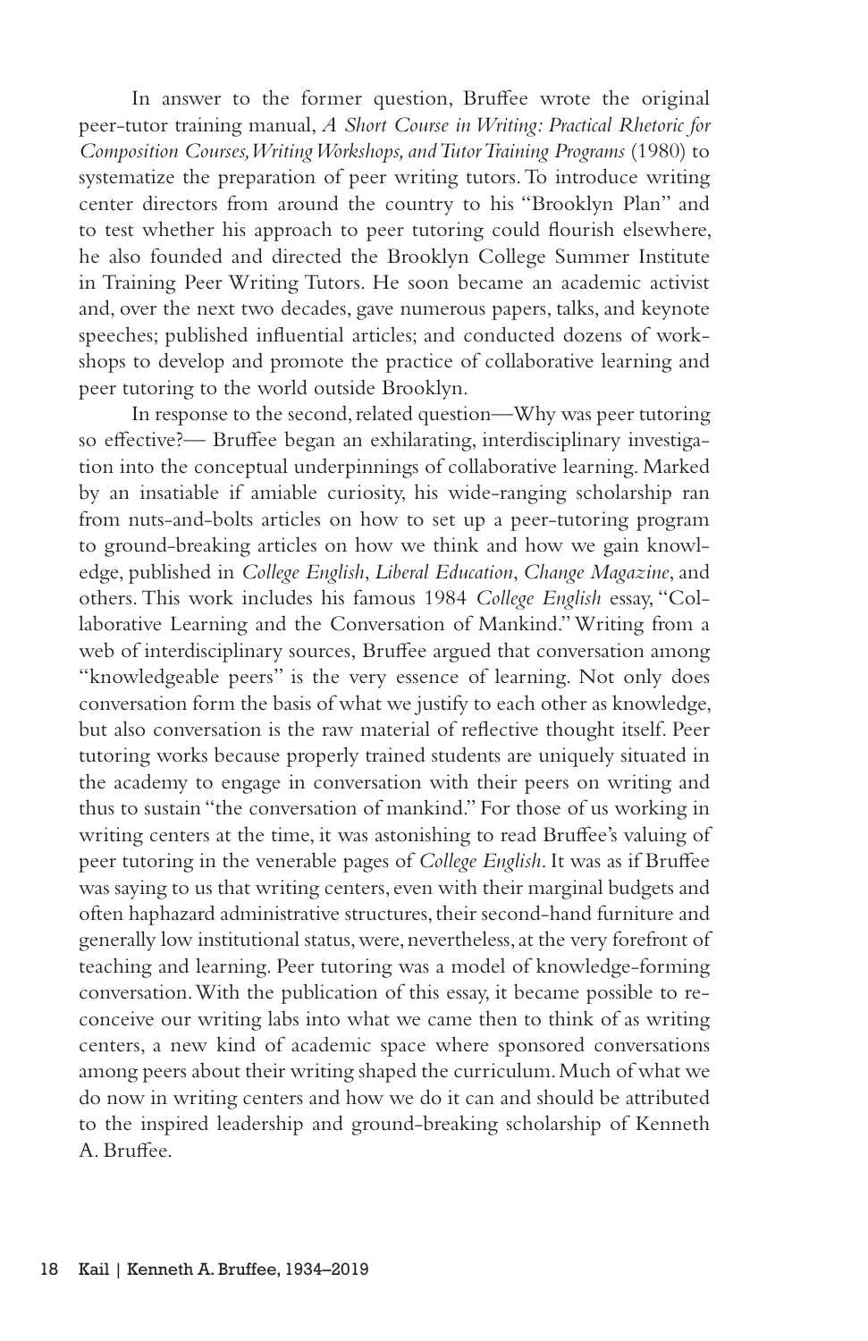In answer to the former question, Bruffee wrote the original peer-tutor training manual, *A Short Course in Writing: Practical Rhetoric for Composition Courses, Writing Workshops, and Tutor Training Programs* (1980) to systematize the preparation of peer writing tutors. To introduce writing center directors from around the country to his "Brooklyn Plan" and to test whether his approach to peer tutoring could flourish elsewhere, he also founded and directed the Brooklyn College Summer Institute in Training Peer Writing Tutors. He soon became an academic activist and, over the next two decades, gave numerous papers, talks, and keynote speeches; published influential articles; and conducted dozens of workshops to develop and promote the practice of collaborative learning and peer tutoring to the world outside Brooklyn.

In response to the second, related question—Why was peer tutoring so effective?— Bruffee began an exhilarating, interdisciplinary investigation into the conceptual underpinnings of collaborative learning. Marked by an insatiable if amiable curiosity, his wide-ranging scholarship ran from nuts-and-bolts articles on how to set up a peer-tutoring program to ground-breaking articles on how we think and how we gain knowledge, published in *College English*, *Liberal Education*, *Change Magazine*, and others. This work includes his famous 1984 *College English* essay, "Collaborative Learning and the Conversation of Mankind." Writing from a web of interdisciplinary sources, Bruffee argued that conversation among "knowledgeable peers" is the very essence of learning. Not only does conversation form the basis of what we justify to each other as knowledge, but also conversation is the raw material of reflective thought itself. Peer tutoring works because properly trained students are uniquely situated in the academy to engage in conversation with their peers on writing and thus to sustain "the conversation of mankind." For those of us working in writing centers at the time, it was astonishing to read Bruffee's valuing of peer tutoring in the venerable pages of *College English*. It was as if Bruffee was saying to us that writing centers, even with their marginal budgets and often haphazard administrative structures, their second-hand furniture and generally low institutional status, were, nevertheless, at the very forefront of teaching and learning. Peer tutoring was a model of knowledge-forming conversation. With the publication of this essay, it became possible to re-conceive our writing labs into what we came then to think of as writing centers, a new kind of academic space where sponsored conversations among peers about their writing shaped the curriculum. Much of what we do now in writing centers and how we do it can and should be attributed to the inspired leadership and ground-breaking scholarship of Kenneth A. Bruffee.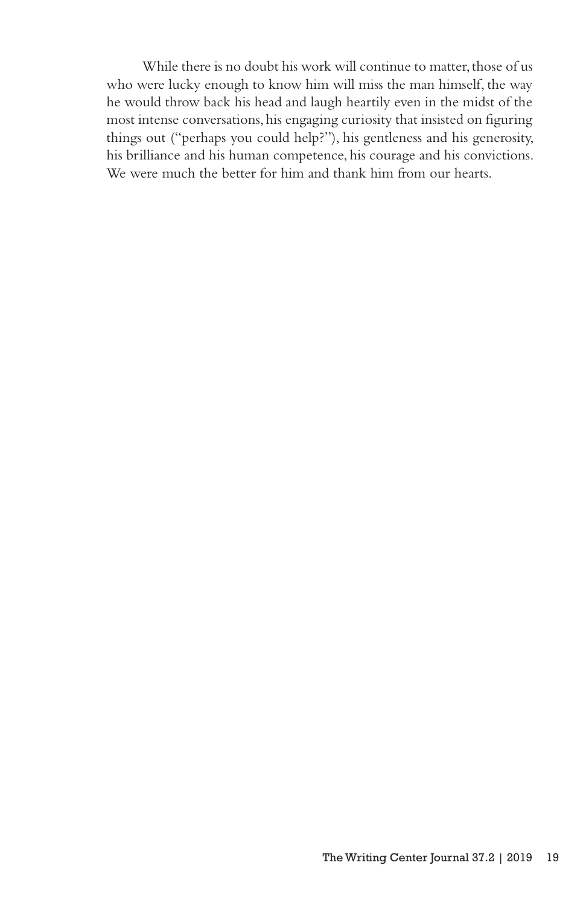While there is no doubt his work will continue to matter, those of us who were lucky enough to know him will miss the man himself, the way he would throw back his head and laugh heartily even in the midst of the most intense conversations, his engaging curiosity that insisted on figuring things out ("perhaps you could help?"), his gentleness and his generosity, his brilliance and his human competence, his courage and his convictions. We were much the better for him and thank him from our hearts.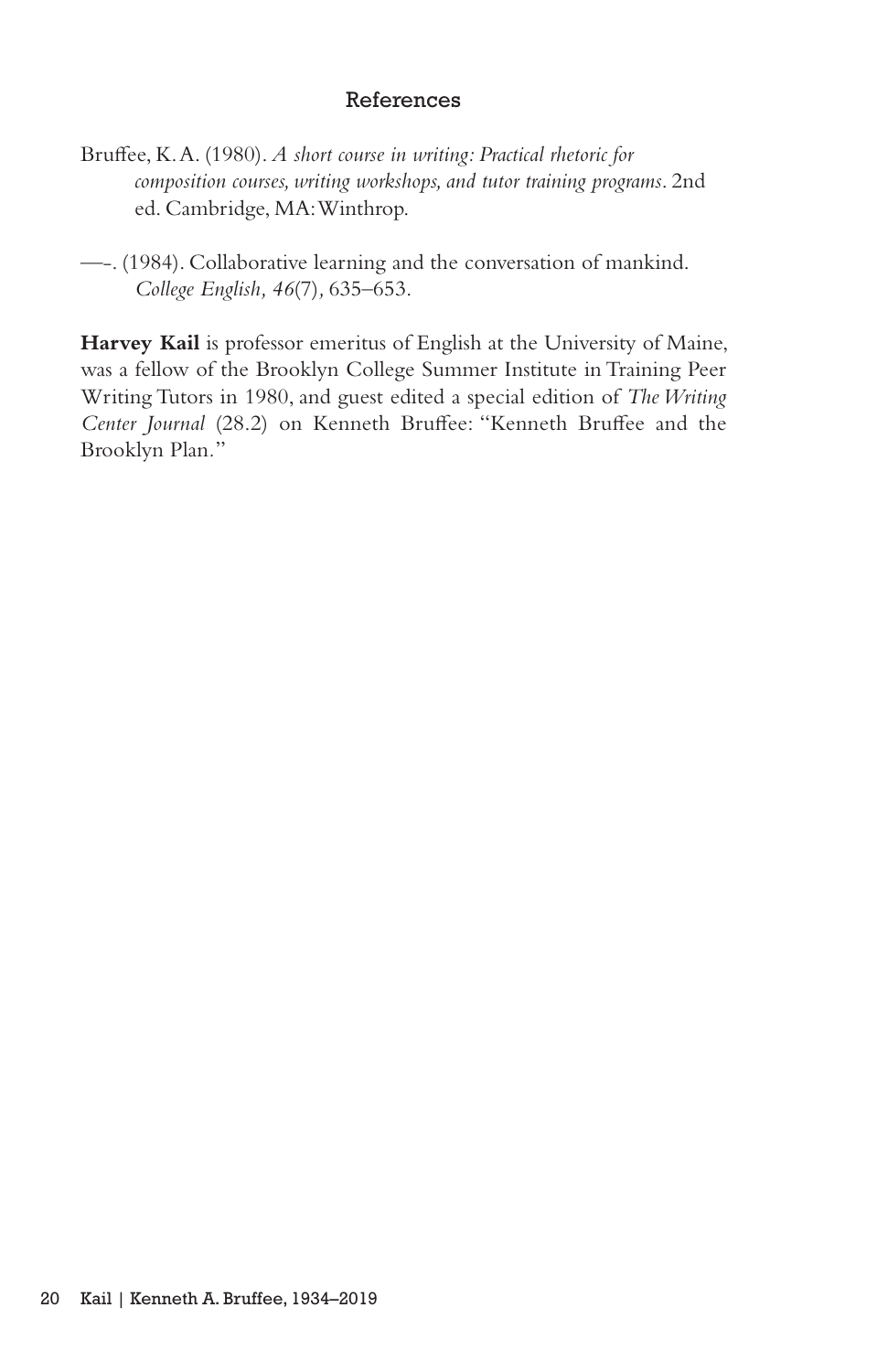## References

Bruffee, K. A. (1980). *A short course in writing: Practical rhetoric for composition courses, writing workshops, and tutor training programs*. 2nd ed. Cambridge, MA: Winthrop.

—-. (1984). Collaborative learning and the conversation of mankind. *College English, 46*(7), 635–653.

**Harvey Kail** is professor emeritus of English at the University of Maine, was a fellow of the Brooklyn College Summer Institute in Training Peer Writing Tutors in 1980, and guest edited a special edition of *The Writing Center Journal* (28.2) on Kenneth Bruffee: "Kenneth Bruffee and the Brooklyn Plan."